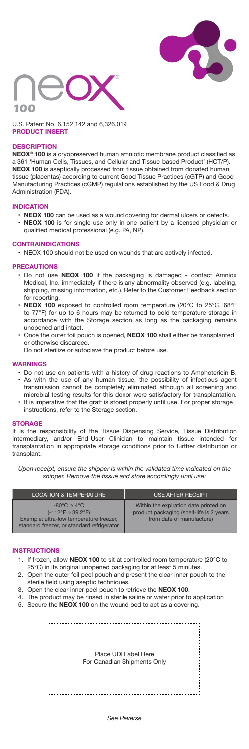# NEOX® 100

U.S. Patent No. 6,152,142 and 6,326,019

**PRODUCT INSERT**

## DESCRIPTION

**NEOX® 100** is a cryopreserved human amniotic membrane product classified as a 361 'Human Cells, Tissues, and Cellular and Tissue-based Product' (HCT/P). **NEOX 100** is aseptically processed from tissue obtained from donated human tissue (placentas) according to current Good Tissue Practices (cGTP) and Good Manufacturing Practices (cGMP) regulations established by the US Food & Drug Administration (FDA).

## INDICATION

- **NEOX 100** can be used as a wound covering for dermal ulcers or defects.
- **NEOX 100** is for single use only in one patient by a licensed physician or qualified medical professional (e.g. PA, NP).

## CONTRAINDICATIONS

- NEOX 100 should not be used on wounds that are actively infected.

## PRECAUTIONS

- Do not use **NEOX 100** if the packaging is damaged - contact Amniox Medical, Inc. immediately if there is any abnormality observed (e.g. labeling, shipping, missing information, etc.). Refer to the Customer Feedback section for reporting.
- **NEOX 100** exposed to controlled room temperature (20°C to 25°C, 68°F to 77°F) for up to 6 hours may be returned to cold temperature storage in accordance with the Storage section as long as the packaging remains unopened and intact.
- Once the outer foil pouch is opened, **NEOX 100** shall either be transplanted or otherwise discarded.

  Do not sterilize or autoclave the product before use.

## WARNINGS

- Do not use on patients with a history of drug reactions to Amphotericin B.
- As with the use of any human tissue, the possibility of infectious agent transmission cannot be completely eliminated although all screening and microbial testing results for this donor were satisfactory for transplantation.
- It is imperative that the graft is stored properly until use. For proper storage instructions, refer to the Storage section.

## STORAGE

It is the responsibility of the Tissue Dispensing Service, Tissue Distribution Intermediary, and/or End-User Clinician to maintain tissue intended for transplantation in appropriate storage conditions prior to further distribution or transplant.

*Upon receipt, ensure the shipper is within the validated time indicated on the shipper. Remove the tissue and store accordingly until use:*

| LOCATION & TEMPERATURE | USE AFTER RECEIPT |
| --- | --- |
| -80°C → 4°C (-112°F → 39.2°F) Example: ultra-low temperature freezer, standard freezer, or standard refrigerator | Within the expiration date printed on product packaging (shelf-life is 2 years from date of manufacture) |

## INSTRUCTIONS

1. If frozen, allow **NEOX 100** to sit at controlled room temperature (20°C to 25°C) in its original unopened packaging for at least 5 minutes.
2. Open the outer foil peel pouch and present the clear inner pouch to the sterile field using aseptic techniques.
3. Open the clear inner peel pouch to retrieve the **NEOX 100**.
4. The product may be rinsed in sterile saline or water prior to application
5. Secure the **NEOX 100** on the wound bed to act as a covering.

Place UDI Label Here
For Canadian Shipments Only

*See Reverse*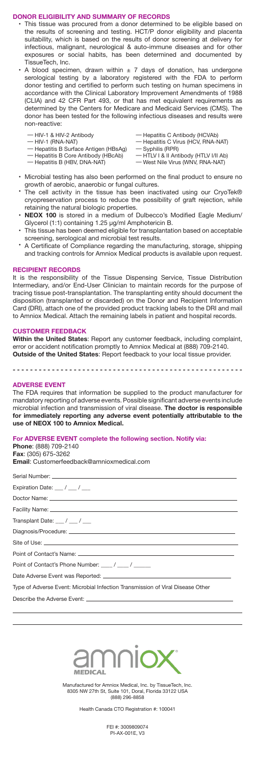## DONOR ELIGIBILITY AND SUMMARY OF RECORDS

- This tissue was procured from a donor determined to be eligible based on the results of screening and testing. HCT/P donor eligibility and placenta suitability, which is based on the results of donor screening at delivery for infectious, malignant, neurological & auto-immune diseases and for other exposures or social habits, has been determined and documented by TissueTech, Inc.
- A blood specimen, drawn within ± 7 days of donation, has undergone serological testing by a laboratory registered with the FDA to perform donor testing and certified to perform such testing on human specimens in accordance with the Clinical Laboratory Improvement Amendments of 1988 (CLIA) and 42 CFR Part 493, or that has met equivalent requirements as determined by the Centers for Medicare and Medicaid Services (CMS). The donor has been tested for the following infectious diseases and results were non-reactive:
  - — HIV-1 & HIV-2 Antibody
  - — HIV-1 (RNA-NAT)
  - — Hepatitis B Surface Antigen (HBsAg)
  - — Hepatitis B Core Antibody (HBcAb)
  - — Hepatitis B (HBV, DNA-NAT)
  - — Hepatitis C Antibody (HCVAb)
  - — Hepatitis C Virus (HCV, RNA-NAT)
  - — Syphilis (RPR)
  - — HTLV I & II Antibody (HTLV I/II Ab)
  - — West Nile Virus (WNV, RNA-NAT)
- Microbial testing has also been performed on the final product to ensure no growth of aerobic, anaerobic or fungal cultures.
- The cell activity in the tissue has been inactivated using our CryoTek® cryopreservation process to reduce the possibility of graft rejection, while retaining the natural biologic properties.
- **NEOX 100** is stored in a medium of Dulbecco's Modified Eagle Medium/ Glycerol (1:1) containing 1.25 µg/ml Amphotericin B.
- This tissue has been deemed eligible for transplantation based on acceptable screening, serological and microbial test results.
- A Certificate of Compliance regarding the manufacturing, storage, shipping and tracking controls for Amniox Medical products is available upon request.

## RECIPIENT RECORDS

It is the responsibility of the Tissue Dispensing Service, Tissue Distribution Intermediary, and/or End-User Clinician to maintain records for the purpose of tracing tissue post-transplantation. The transplanting entity should document the disposition (transplanted or discarded) on the Donor and Recipient Information Card (DRI), attach one of the provided product tracking labels to the DRI and mail to Amniox Medical. Attach the remaining labels in patient and hospital records.

## CUSTOMER FEEDBACK

**Within the United States**: Report any customer feedback, including complaint, error or accident notification promptly to Amniox Medical at (888) 709-2140.
**Outside of the United States**: Report feedback to your local tissue provider.

---

## ADVERSE EVENT

The FDA requires that information be supplied to the product manufacturer for mandatory reporting of adverse events. Possible significant adverse events include microbial infection and transmission of viral disease. **The doctor is responsible for immediately reporting any adverse event potentially attributable to the use of NEOX 100 to Amniox Medical.**

### For ADVERSE EVENT complete the following section. Notify via:

**Phone**: (888) 709-2140
**Fax**: (305) 675-3262
**Email**: Customerfeedback@amnioxmedical.com

Serial Number: ____________________

Expiration Date: ___ / ___ / ___

Doctor Name: ____________________

Facility Name: ____________________

Transplant Date: ___ / ___ / ___

Diagnosis/Procedure: ____________________

Site of Use: ____________________

Point of Contact's Name: ____________________

Point of Contact's Phone Number: ____ / ____ / _____

Date Adverse Event was Reported: ____________________

Type of Adverse Event: Microbial Infection Transmission of Viral Disease Other

Describe the Adverse Event: ____________________

amniox® MEDICAL

Manufactured for Amniox Medical, Inc. by TissueTech, Inc.
8305 NW 27th St, Suite 101, Doral, Florida 33122 USA
(888) 296-8858

Health Canada CTO Registration #: 100041

FEI #: 3009809074
PI-AX-001E, V3